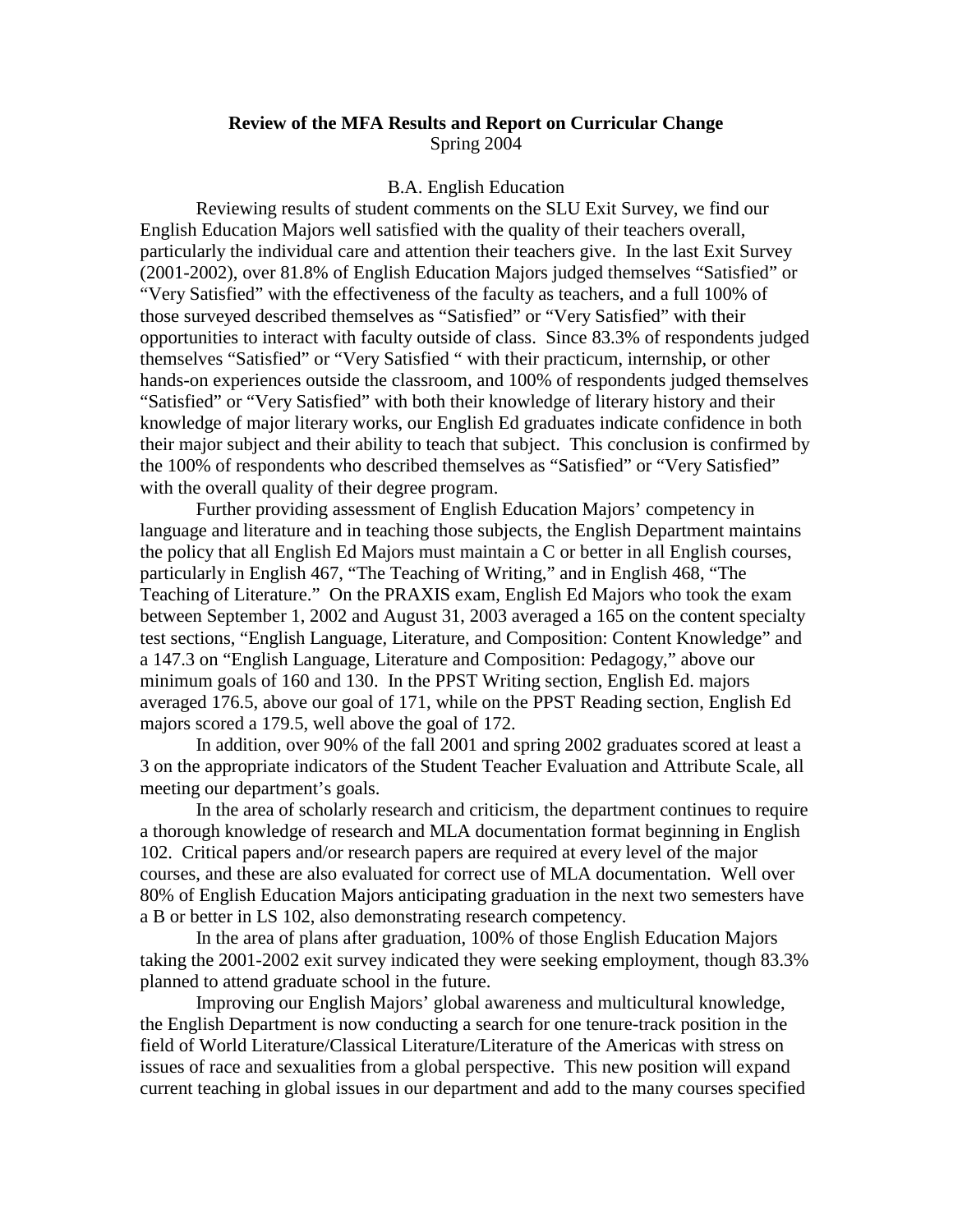**Review of the MFA Results and Report on Curricular Change**
Spring 2004

B.A. English Education

Reviewing results of student comments on the SLU Exit Survey, we find our English Education Majors well satisfied with the quality of their teachers overall, particularly the individual care and attention their teachers give. In the last Exit Survey (2001-2002), over 81.8% of English Education Majors judged themselves "Satisfied" or "Very Satisfied" with the effectiveness of the faculty as teachers, and a full 100% of those surveyed described themselves as "Satisfied" or "Very Satisfied" with their opportunities to interact with faculty outside of class. Since 83.3% of respondents judged themselves "Satisfied" or "Very Satisfied " with their practicum, internship, or other hands-on experiences outside the classroom, and 100% of respondents judged themselves "Satisfied" or "Very Satisfied" with both their knowledge of literary history and their knowledge of major literary works, our English Ed graduates indicate confidence in both their major subject and their ability to teach that subject. This conclusion is confirmed by the 100% of respondents who described themselves as "Satisfied" or "Very Satisfied" with the overall quality of their degree program.

Further providing assessment of English Education Majors' competency in language and literature and in teaching those subjects, the English Department maintains the policy that all English Ed Majors must maintain a C or better in all English courses, particularly in English 467, "The Teaching of Writing," and in English 468, "The Teaching of Literature." On the PRAXIS exam, English Ed Majors who took the exam between September 1, 2002 and August 31, 2003 averaged a 165 on the content specialty test sections, "English Language, Literature, and Composition: Content Knowledge" and a 147.3 on "English Language, Literature and Composition: Pedagogy," above our minimum goals of 160 and 130. In the PPST Writing section, English Ed. majors averaged 176.5, above our goal of 171, while on the PPST Reading section, English Ed majors scored a 179.5, well above the goal of 172.

In addition, over 90% of the fall 2001 and spring 2002 graduates scored at least a 3 on the appropriate indicators of the Student Teacher Evaluation and Attribute Scale, all meeting our department's goals.

In the area of scholarly research and criticism, the department continues to require a thorough knowledge of research and MLA documentation format beginning in English 102. Critical papers and/or research papers are required at every level of the major courses, and these are also evaluated for correct use of MLA documentation. Well over 80% of English Education Majors anticipating graduation in the next two semesters have a B or better in LS 102, also demonstrating research competency.

In the area of plans after graduation, 100% of those English Education Majors taking the 2001-2002 exit survey indicated they were seeking employment, though 83.3% planned to attend graduate school in the future.

Improving our English Majors' global awareness and multicultural knowledge, the English Department is now conducting a search for one tenure-track position in the field of World Literature/Classical Literature/Literature of the Americas with stress on issues of race and sexualities from a global perspective. This new position will expand current teaching in global issues in our department and add to the many courses specified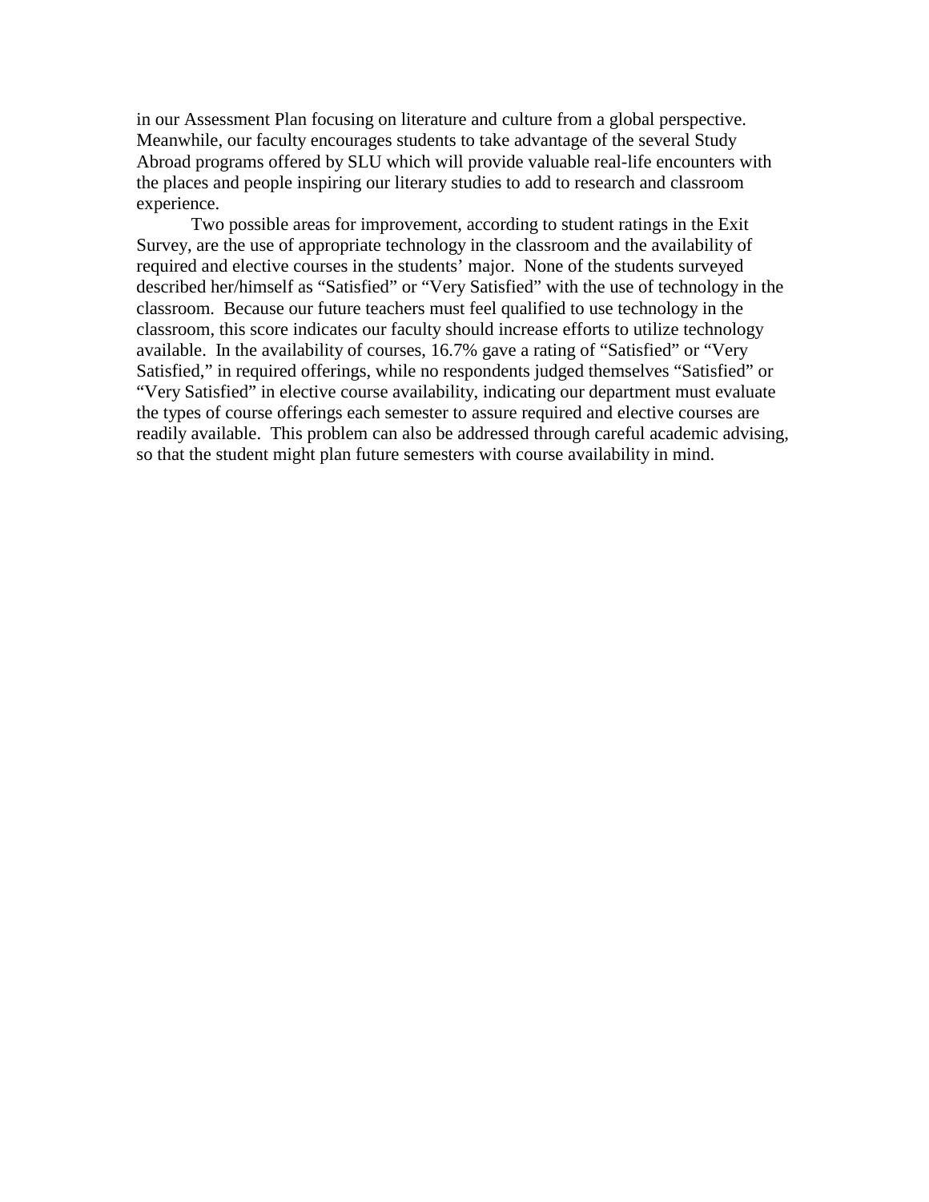in our Assessment Plan focusing on literature and culture from a global perspective. Meanwhile, our faculty encourages students to take advantage of the several Study Abroad programs offered by SLU which will provide valuable real-life encounters with the places and people inspiring our literary studies to add to research and classroom experience.

Two possible areas for improvement, according to student ratings in the Exit Survey, are the use of appropriate technology in the classroom and the availability of required and elective courses in the students' major. None of the students surveyed described her/himself as "Satisfied" or "Very Satisfied" with the use of technology in the classroom. Because our future teachers must feel qualified to use technology in the classroom, this score indicates our faculty should increase efforts to utilize technology available. In the availability of courses, 16.7% gave a rating of "Satisfied" or "Very Satisfied," in required offerings, while no respondents judged themselves "Satisfied" or "Very Satisfied" in elective course availability, indicating our department must evaluate the types of course offerings each semester to assure required and elective courses are readily available. This problem can also be addressed through careful academic advising, so that the student might plan future semesters with course availability in mind.